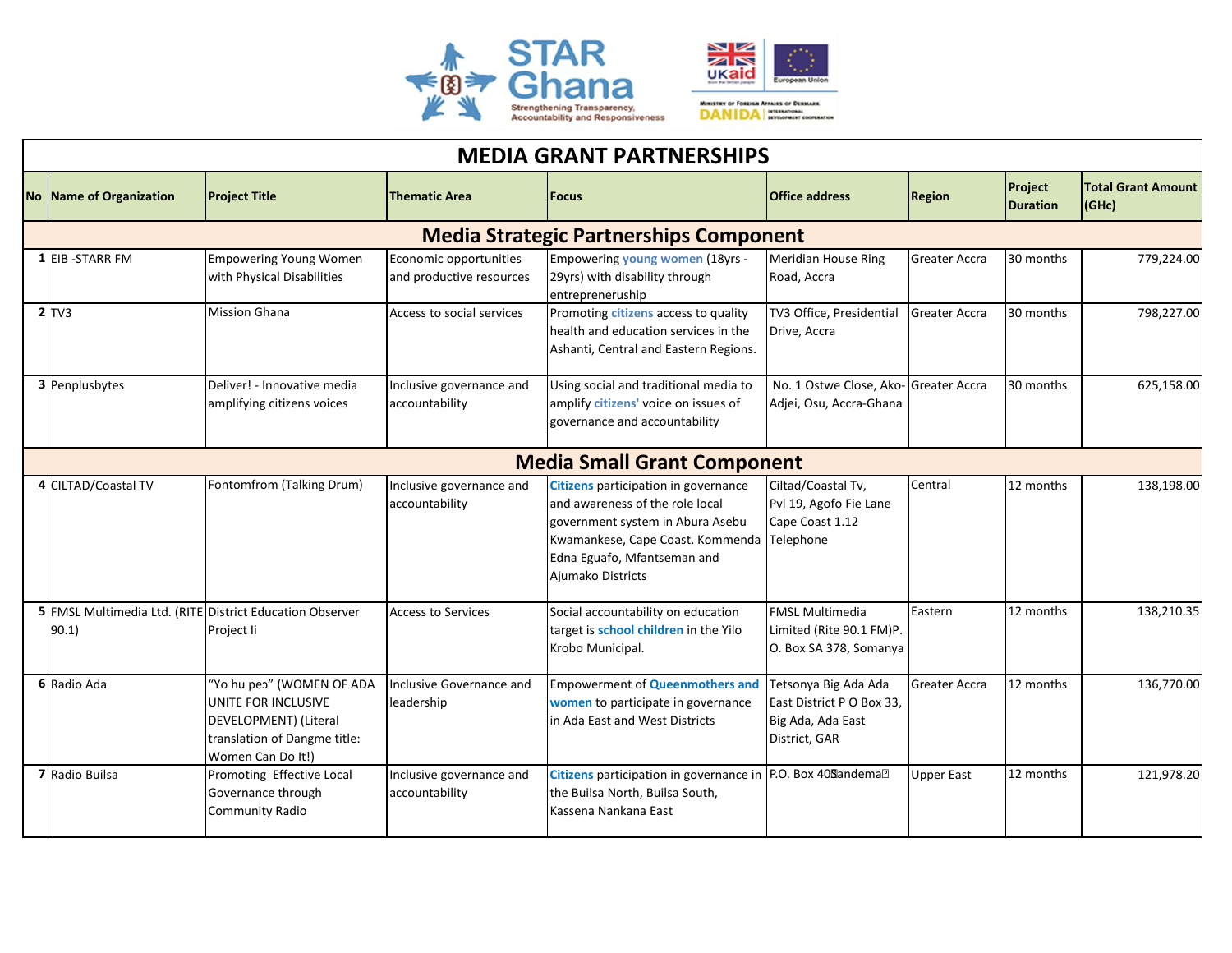# MEDIA GRANT PARTNERSHIPS

| No | Name of Organization | Project Title | Thematic Area | Focus | Office address | Region | Project Duration | Total Grant Amount (GHc) |
|---|---|---|---|---|---|---|---|---|
| **Media Strategic Partnerships Component** | | | | | | | | |
| 1 | EIB -STARR FM | Empowering Young Women with Physical Disabilities | Economic opportunities and productive resources | Empowering **young women** (18yrs - 29yrs) with disability through entrepreneurship | Meridian House Ring Road, Accra | Greater Accra | 30 months | 779,224.00 |
| 2 | TV3 | Mission Ghana | Access to social services | Promoting **citizens** access to quality health and education services in the Ashanti, Central and Eastern Regions. | TV3 Office, Presidential Drive, Accra | Greater Accra | 30 months | 798,227.00 |
| 3 | Penplusbytes | Deliver! - Innovative media amplifying citizens voices | Inclusive governance and accountability | Using social and traditional media to amplify **citizens'** voice on issues of governance and accountability | No. 1 Ostwe Close, Ako-Adjei, Osu, Accra-Ghana | Greater Accra | 30 months | 625,158.00 |
| **Media Small Grant Component** | | | | | | | | |
| 4 | CILTAD/Coastal TV | Fontomfrom (Talking Drum) | Inclusive governance and accountability | **Citizens** participation in governance and awareness of the role local government system in Abura Asebu Kwamankese, Cape Coast. Kommenda Edna Eguafo, Mfantseman and Ajumako Districts | Ciltad/Coastal Tv, Pvl 19, Agofo Fie Lane Cape Coast 1.12 Telephone | Central | 12 months | 138,198.00 |
| 5 | FMSL Multimedia Ltd. (RITE 90.1) | District Education Observer Project Ii | Access to Services | Social accountability on education target is **school children** in the Yilo Krobo Municipal. | FMSL Multimedia Limited (Rite 90.1 FM)P. O. Box SA 378, Somanya | Eastern | 12 months | 138,210.35 |
| 6 | Radio Ada | "Yo hu peɔ" (WOMEN OF ADA UNITE FOR INCLUSIVE DEVELOPMENT) (Literal translation of Dangme title: Women Can Do It!) | Inclusive Governance and leadership | Empowerment of **Queenmothers and women** to participate in governance in Ada East and West Districts | Tetsonya Big Ada Ada East District P O Box 33, Big Ada, Ada East District, GAR | Greater Accra | 12 months | 136,770.00 |
| 7 | Radio Builsa | Promoting Effective Local Governance through Community Radio | Inclusive governance and accountability | **Citizens** participation in governance in the Builsa North, Builsa South, Kassena Nankana East | P.O. Box 40 Sandema | Upper East | 12 months | 121,978.20 |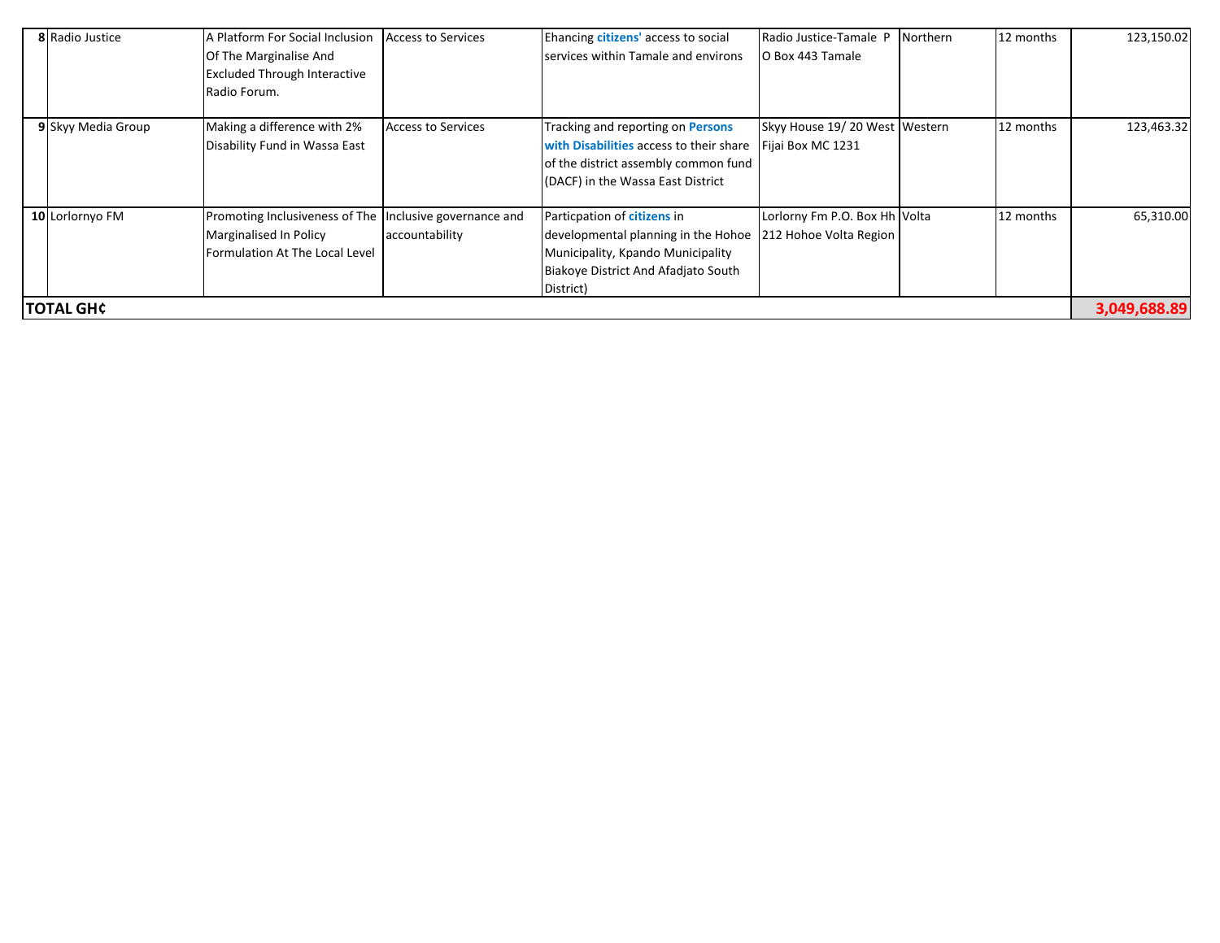| | | | | | | | | |
|---|---|---|---|---|---|---|---|---|
| 8 | Radio Justice | A Platform For Social Inclusion Of The Marginalise And Excluded Through Interactive Radio Forum. | Access to Services | Ehancing **citizens'** access to social services within Tamale and environs | Radio Justice-Tamale P O Box 443 Tamale | Northern | 12 months | 123,150.02 |
| 9 | Skyy Media Group | Making a difference with 2% Disability Fund in Wassa East | Access to Services | Tracking and reporting on **Persons with Disabilities** access to their share of the district assembly common fund (DACF) in the Wassa East District | Skyy House 19/ 20 West Fijai Box MC 1231 | Western | 12 months | 123,463.32 |
| 10 | Lorlornyo FM | Promoting Inclusiveness of The Marginalised In Policy Formulation At The Local Level | Inclusive governance and accountability | Particpation of **citizens** in developmental planning in the Hohoe Municipality, Kpando Municipality Biakoye District And Afadjato South District) | Lorlorny Fm P.O. Box Hh 212 Hohoe Volta Region | Volta | 12 months | 65,310.00 |
| **TOTAL GH¢** | | | | | | | | **3,049,688.89** |